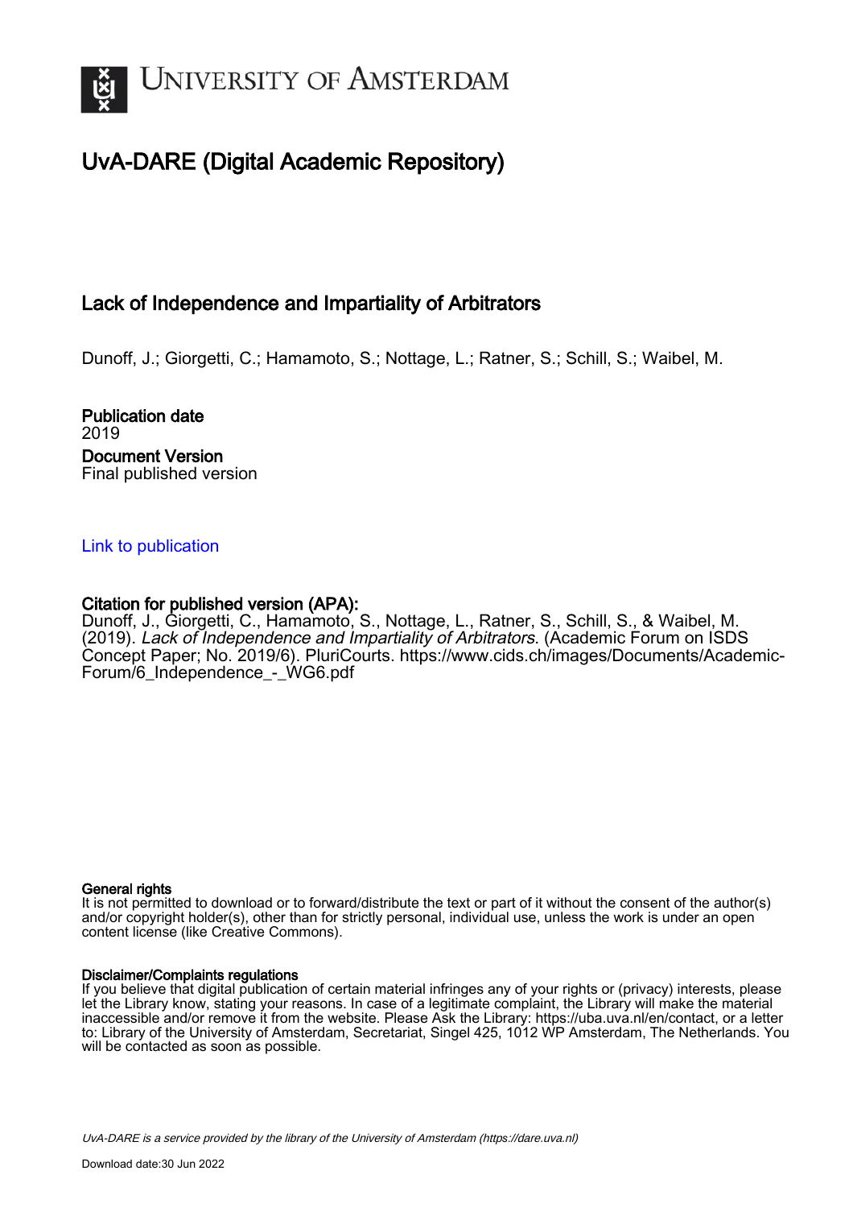# University of Amsterdam

## UvA-DARE (Digital Academic Repository)

### Lack of Independence and Impartiality of Arbitrators

Dunoff, J.; Giorgetti, C.; Hamamoto, S.; Nottage, L.; Ratner, S.; Schill, S.; Waibel, M.

**Publication date**
2019

**Document Version**
Final published version

Link to publication

**Citation for published version (APA):**
Dunoff, J., Giorgetti, C., Hamamoto, S., Nottage, L., Ratner, S., Schill, S., & Waibel, M. (2019). *Lack of Independence and Impartiality of Arbitrators*. (Academic Forum on ISDS Concept Paper; No. 2019/6). PluriCourts. https://www.cids.ch/images/Documents/Academic-Forum/6_Independence_-_WG6.pdf

**General rights**
It is not permitted to download or to forward/distribute the text or part of it without the consent of the author(s) and/or copyright holder(s), other than for strictly personal, individual use, unless the work is under an open content license (like Creative Commons).

**Disclaimer/Complaints regulations**
If you believe that digital publication of certain material infringes any of your rights or (privacy) interests, please let the Library know, stating your reasons. In case of a legitimate complaint, the Library will make the material inaccessible and/or remove it from the website. Please Ask the Library: https://uba.uva.nl/en/contact, or a letter to: Library of the University of Amsterdam, Secretariat, Singel 425, 1012 WP Amsterdam, The Netherlands. You will be contacted as soon as possible.

*UvA-DARE is a service provided by the library of the University of Amsterdam (https://dare.uva.nl)*

Download date:30 Jun 2022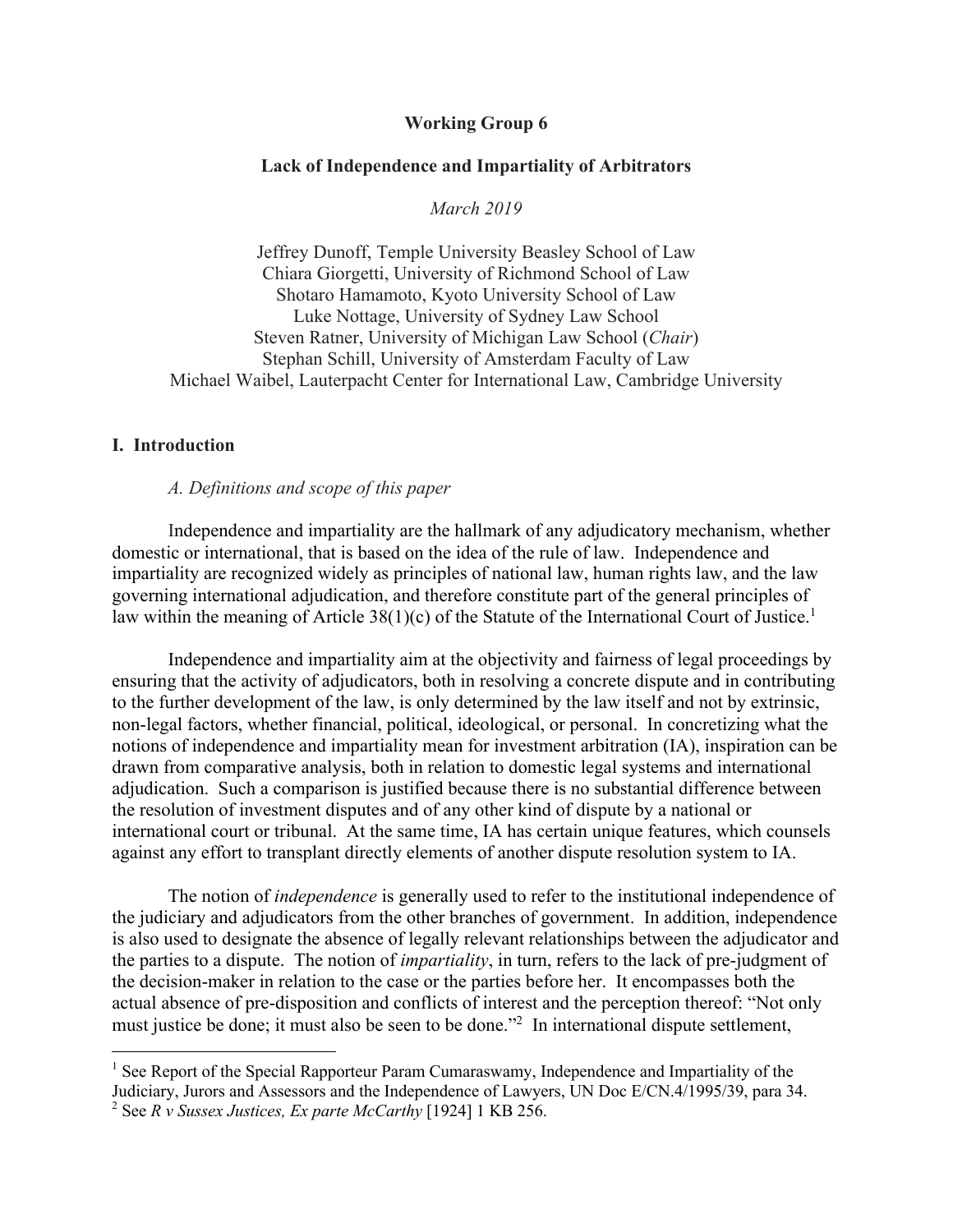**Working Group 6**

**Lack of Independence and Impartiality of Arbitrators**

*March 2019*

Jeffrey Dunoff, Temple University Beasley School of Law
Chiara Giorgetti, University of Richmond School of Law
Shotaro Hamamoto, Kyoto University School of Law
Luke Nottage, University of Sydney Law School
Steven Ratner, University of Michigan Law School (*Chair*)
Stephan Schill, University of Amsterdam Faculty of Law
Michael Waibel, Lauterpacht Center for International Law, Cambridge University

## I. Introduction

### *A. Definitions and scope of this paper*

Independence and impartiality are the hallmark of any adjudicatory mechanism, whether domestic or international, that is based on the idea of the rule of law. Independence and impartiality are recognized widely as principles of national law, human rights law, and the law governing international adjudication, and therefore constitute part of the general principles of law within the meaning of Article 38(1)(c) of the Statute of the International Court of Justice.[1]

Independence and impartiality aim at the objectivity and fairness of legal proceedings by ensuring that the activity of adjudicators, both in resolving a concrete dispute and in contributing to the further development of the law, is only determined by the law itself and not by extrinsic, non-legal factors, whether financial, political, ideological, or personal. In concretizing what the notions of independence and impartiality mean for investment arbitration (IA), inspiration can be drawn from comparative analysis, both in relation to domestic legal systems and international adjudication. Such a comparison is justified because there is no substantial difference between the resolution of investment disputes and of any other kind of dispute by a national or international court or tribunal. At the same time, IA has certain unique features, which counsels against any effort to transplant directly elements of another dispute resolution system to IA.

The notion of *independence* is generally used to refer to the institutional independence of the judiciary and adjudicators from the other branches of government. In addition, independence is also used to designate the absence of legally relevant relationships between the adjudicator and the parties to a dispute. The notion of *impartiality*, in turn, refers to the lack of pre-judgment of the decision-maker in relation to the case or the parties before her. It encompasses both the actual absence of pre-disposition and conflicts of interest and the perception thereof: "Not only must justice be done; it must also be seen to be done."[2] In international dispute settlement,

[1] See Report of the Special Rapporteur Param Cumaraswamy, Independence and Impartiality of the Judiciary, Jurors and Assessors and the Independence of Lawyers, UN Doc E/CN.4/1995/39, para 34.
[2] See *R v Sussex Justices, Ex parte McCarthy* [1924] 1 KB 256.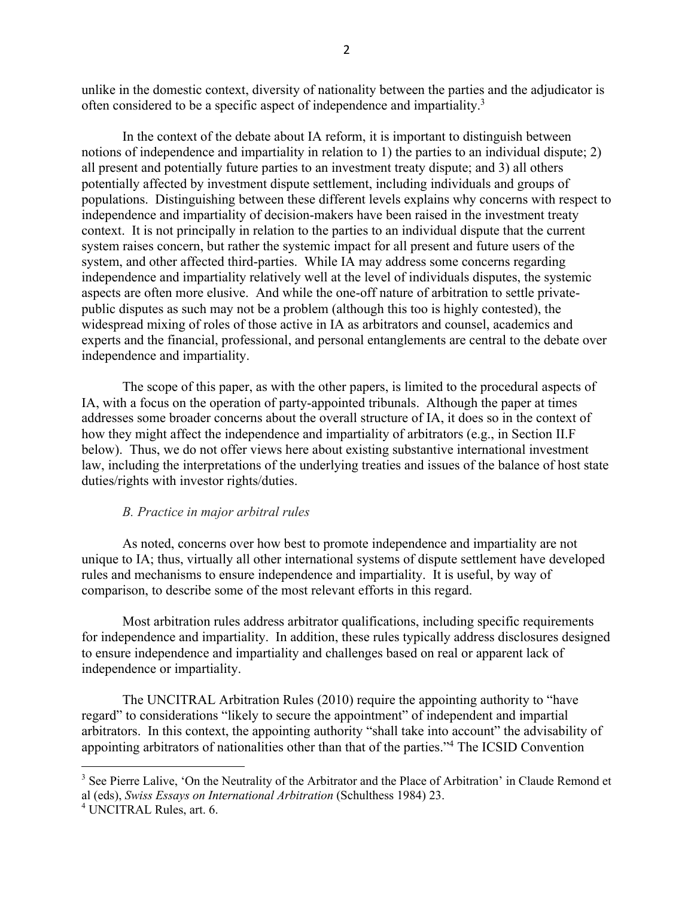unlike in the domestic context, diversity of nationality between the parties and the adjudicator is often considered to be a specific aspect of independence and impartiality.[3]

In the context of the debate about IA reform, it is important to distinguish between notions of independence and impartiality in relation to 1) the parties to an individual dispute; 2) all present and potentially future parties to an investment treaty dispute; and 3) all others potentially affected by investment dispute settlement, including individuals and groups of populations. Distinguishing between these different levels explains why concerns with respect to independence and impartiality of decision-makers have been raised in the investment treaty context. It is not principally in relation to the parties to an individual dispute that the current system raises concern, but rather the systemic impact for all present and future users of the system, and other affected third-parties. While IA may address some concerns regarding independence and impartiality relatively well at the level of individuals disputes, the systemic aspects are often more elusive. And while the one-off nature of arbitration to settle private-public disputes as such may not be a problem (although this too is highly contested), the widespread mixing of roles of those active in IA as arbitrators and counsel, academics and experts and the financial, professional, and personal entanglements are central to the debate over independence and impartiality.

The scope of this paper, as with the other papers, is limited to the procedural aspects of IA, with a focus on the operation of party-appointed tribunals. Although the paper at times addresses some broader concerns about the overall structure of IA, it does so in the context of how they might affect the independence and impartiality of arbitrators (e.g., in Section II.F below). Thus, we do not offer views here about existing substantive international investment law, including the interpretations of the underlying treaties and issues of the balance of host state duties/rights with investor rights/duties.

### *B. Practice in major arbitral rules*

As noted, concerns over how best to promote independence and impartiality are not unique to IA; thus, virtually all other international systems of dispute settlement have developed rules and mechanisms to ensure independence and impartiality. It is useful, by way of comparison, to describe some of the most relevant efforts in this regard.

Most arbitration rules address arbitrator qualifications, including specific requirements for independence and impartiality. In addition, these rules typically address disclosures designed to ensure independence and impartiality and challenges based on real or apparent lack of independence or impartiality.

The UNCITRAL Arbitration Rules (2010) require the appointing authority to "have regard" to considerations "likely to secure the appointment" of independent and impartial arbitrators. In this context, the appointing authority "shall take into account" the advisability of appointing arbitrators of nationalities other than that of the parties."[4] The ICSID Convention

---

[3] See Pierre Lalive, 'On the Neutrality of the Arbitrator and the Place of Arbitration' in Claude Remond et al (eds), *Swiss Essays on International Arbitration* (Schulthess 1984) 23.

[4] UNCITRAL Rules, art. 6.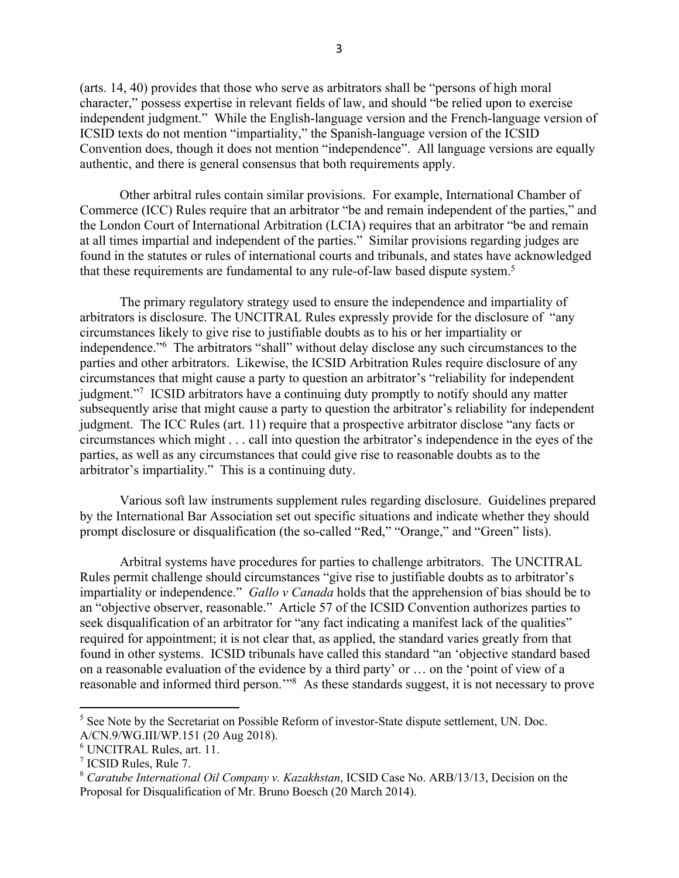(arts. 14, 40) provides that those who serve as arbitrators shall be "persons of high moral character," possess expertise in relevant fields of law, and should "be relied upon to exercise independent judgment." While the English-language version and the French-language version of ICSID texts do not mention "impartiality," the Spanish-language version of the ICSID Convention does, though it does not mention "independence". All language versions are equally authentic, and there is general consensus that both requirements apply.

Other arbitral rules contain similar provisions. For example, International Chamber of Commerce (ICC) Rules require that an arbitrator "be and remain independent of the parties," and the London Court of International Arbitration (LCIA) requires that an arbitrator "be and remain at all times impartial and independent of the parties." Similar provisions regarding judges are found in the statutes or rules of international courts and tribunals, and states have acknowledged that these requirements are fundamental to any rule-of-law based dispute system.[5]

The primary regulatory strategy used to ensure the independence and impartiality of arbitrators is disclosure. The UNCITRAL Rules expressly provide for the disclosure of "any circumstances likely to give rise to justifiable doubts as to his or her impartiality or independence."[6] The arbitrators "shall" without delay disclose any such circumstances to the parties and other arbitrators. Likewise, the ICSID Arbitration Rules require disclosure of any circumstances that might cause a party to question an arbitrator's "reliability for independent judgment."[7] ICSID arbitrators have a continuing duty promptly to notify should any matter subsequently arise that might cause a party to question the arbitrator's reliability for independent judgment. The ICC Rules (art. 11) require that a prospective arbitrator disclose "any facts or circumstances which might . . . call into question the arbitrator's independence in the eyes of the parties, as well as any circumstances that could give rise to reasonable doubts as to the arbitrator's impartiality." This is a continuing duty.

Various soft law instruments supplement rules regarding disclosure. Guidelines prepared by the International Bar Association set out specific situations and indicate whether they should prompt disclosure or disqualification (the so-called "Red," "Orange," and "Green" lists).

Arbitral systems have procedures for parties to challenge arbitrators. The UNCITRAL Rules permit challenge should circumstances "give rise to justifiable doubts as to arbitrator's impartiality or independence." *Gallo v Canada* holds that the apprehension of bias should be to an "objective observer, reasonable." Article 57 of the ICSID Convention authorizes parties to seek disqualification of an arbitrator for "any fact indicating a manifest lack of the qualities" required for appointment; it is not clear that, as applied, the standard varies greatly from that found in other systems. ICSID tribunals have called this standard "an 'objective standard based on a reasonable evaluation of the evidence by a third party' or … on the 'point of view of a reasonable and informed third person.'"[8] As these standards suggest, it is not necessary to prove

---

[5] See Note by the Secretariat on Possible Reform of investor-State dispute settlement, UN. Doc. A/CN.9/WG.III/WP.151 (20 Aug 2018).

[6] UNCITRAL Rules, art. 11.

[7] ICSID Rules, Rule 7.

[8] *Caratube International Oil Company v. Kazakhstan*, ICSID Case No. ARB/13/13, Decision on the Proposal for Disqualification of Mr. Bruno Boesch (20 March 2014).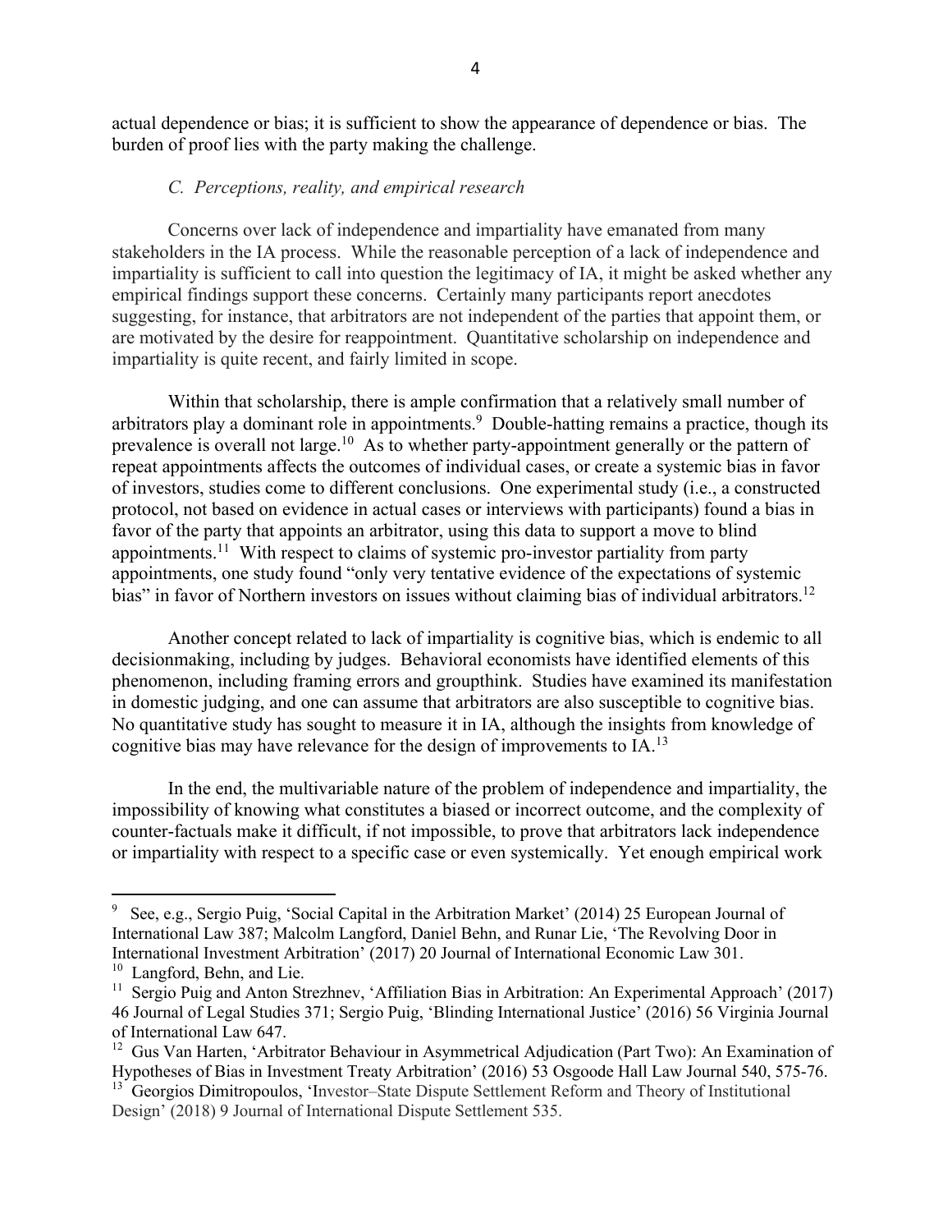actual dependence or bias; it is sufficient to show the appearance of dependence or bias. The burden of proof lies with the party making the challenge.

### *C. Perceptions, reality, and empirical research*

Concerns over lack of independence and impartiality have emanated from many stakeholders in the IA process. While the reasonable perception of a lack of independence and impartiality is sufficient to call into question the legitimacy of IA, it might be asked whether any empirical findings support these concerns. Certainly many participants report anecdotes suggesting, for instance, that arbitrators are not independent of the parties that appoint them, or are motivated by the desire for reappointment. Quantitative scholarship on independence and impartiality is quite recent, and fairly limited in scope.

Within that scholarship, there is ample confirmation that a relatively small number of arbitrators play a dominant role in appointments.[9] Double-hatting remains a practice, though its prevalence is overall not large.[10] As to whether party-appointment generally or the pattern of repeat appointments affects the outcomes of individual cases, or create a systemic bias in favor of investors, studies come to different conclusions. One experimental study (i.e., a constructed protocol, not based on evidence in actual cases or interviews with participants) found a bias in favor of the party that appoints an arbitrator, using this data to support a move to blind appointments.[11] With respect to claims of systemic pro-investor partiality from party appointments, one study found "only very tentative evidence of the expectations of systemic bias" in favor of Northern investors on issues without claiming bias of individual arbitrators.[12]

Another concept related to lack of impartiality is cognitive bias, which is endemic to all decisionmaking, including by judges. Behavioral economists have identified elements of this phenomenon, including framing errors and groupthink. Studies have examined its manifestation in domestic judging, and one can assume that arbitrators are also susceptible to cognitive bias. No quantitative study has sought to measure it in IA, although the insights from knowledge of cognitive bias may have relevance for the design of improvements to IA.[13]

In the end, the multivariable nature of the problem of independence and impartiality, the impossibility of knowing what constitutes a biased or incorrect outcome, and the complexity of counter-factuals make it difficult, if not impossible, to prove that arbitrators lack independence or impartiality with respect to a specific case or even systemically. Yet enough empirical work

---

[9] See, e.g., Sergio Puig, 'Social Capital in the Arbitration Market' (2014) 25 European Journal of International Law 387; Malcolm Langford, Daniel Behn, and Runar Lie, 'The Revolving Door in International Investment Arbitration' (2017) 20 Journal of International Economic Law 301.

[10] Langford, Behn, and Lie.

[11] Sergio Puig and Anton Strezhnev, 'Affiliation Bias in Arbitration: An Experimental Approach' (2017) 46 Journal of Legal Studies 371; Sergio Puig, 'Blinding International Justice' (2016) 56 Virginia Journal of International Law 647.

[12] Gus Van Harten, 'Arbitrator Behaviour in Asymmetrical Adjudication (Part Two): An Examination of Hypotheses of Bias in Investment Treaty Arbitration' (2016) 53 Osgoode Hall Law Journal 540, 575-76.

[13] Georgios Dimitropoulos, 'Investor–State Dispute Settlement Reform and Theory of Institutional Design' (2018) 9 Journal of International Dispute Settlement 535.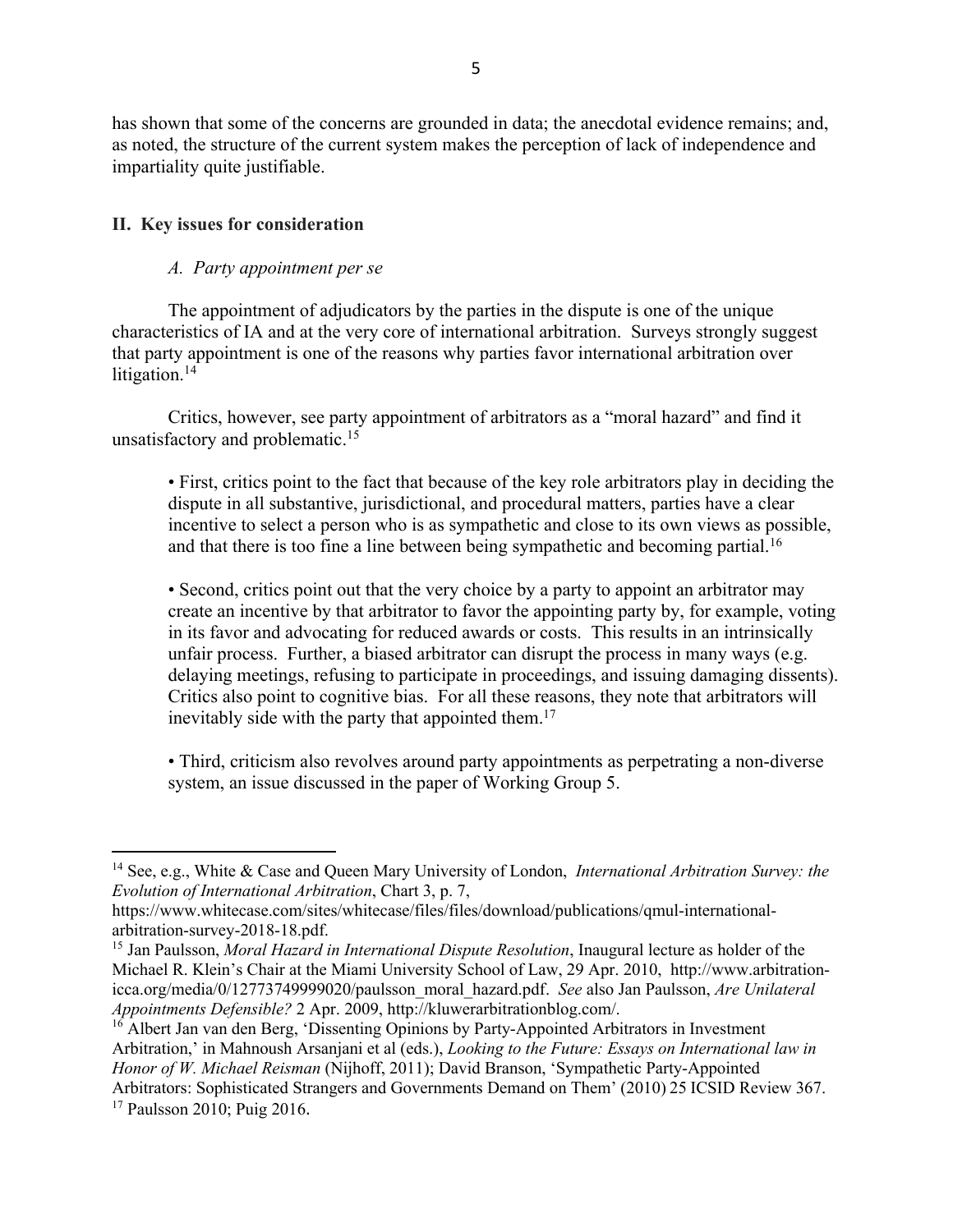has shown that some of the concerns are grounded in data; the anecdotal evidence remains; and, as noted, the structure of the current system makes the perception of lack of independence and impartiality quite justifiable.

## II. Key issues for consideration

### *A. Party appointment per se*

The appointment of adjudicators by the parties in the dispute is one of the unique characteristics of IA and at the very core of international arbitration. Surveys strongly suggest that party appointment is one of the reasons why parties favor international arbitration over litigation.[14]

Critics, however, see party appointment of arbitrators as a "moral hazard" and find it unsatisfactory and problematic.[15]

> • First, critics point to the fact that because of the key role arbitrators play in deciding the dispute in all substantive, jurisdictional, and procedural matters, parties have a clear incentive to select a person who is as sympathetic and close to its own views as possible, and that there is too fine a line between being sympathetic and becoming partial.[16]
>
> • Second, critics point out that the very choice by a party to appoint an arbitrator may create an incentive by that arbitrator to favor the appointing party by, for example, voting in its favor and advocating for reduced awards or costs. This results in an intrinsically unfair process. Further, a biased arbitrator can disrupt the process in many ways (e.g. delaying meetings, refusing to participate in proceedings, and issuing damaging dissents). Critics also point to cognitive bias. For all these reasons, they note that arbitrators will inevitably side with the party that appointed them.[17]
>
> • Third, criticism also revolves around party appointments as perpetrating a non-diverse system, an issue discussed in the paper of Working Group 5.

---

[14] See, e.g., White & Case and Queen Mary University of London, *International Arbitration Survey: the Evolution of International Arbitration*, Chart 3, p. 7, https://www.whitecase.com/sites/whitecase/files/files/download/publications/qmul-international-arbitration-survey-2018-18.pdf.

[15] Jan Paulsson, *Moral Hazard in International Dispute Resolution*, Inaugural lecture as holder of the Michael R. Klein's Chair at the Miami University School of Law, 29 Apr. 2010, http://www.arbitration-icca.org/media/0/12773749999020/paulsson_moral_hazard.pdf. *See* also Jan Paulsson, *Are Unilateral Appointments Defensible?* 2 Apr. 2009, http://kluwerarbitrationblog.com/.

[16] Albert Jan van den Berg, 'Dissenting Opinions by Party-Appointed Arbitrators in Investment Arbitration,' in Mahnoush Arsanjani et al (eds.), *Looking to the Future: Essays on International law in Honor of W. Michael Reisman* (Nijhoff, 2011); David Branson, 'Sympathetic Party-Appointed Arbitrators: Sophisticated Strangers and Governments Demand on Them' (2010) 25 ICSID Review 367.

[17] Paulsson 2010; Puig 2016.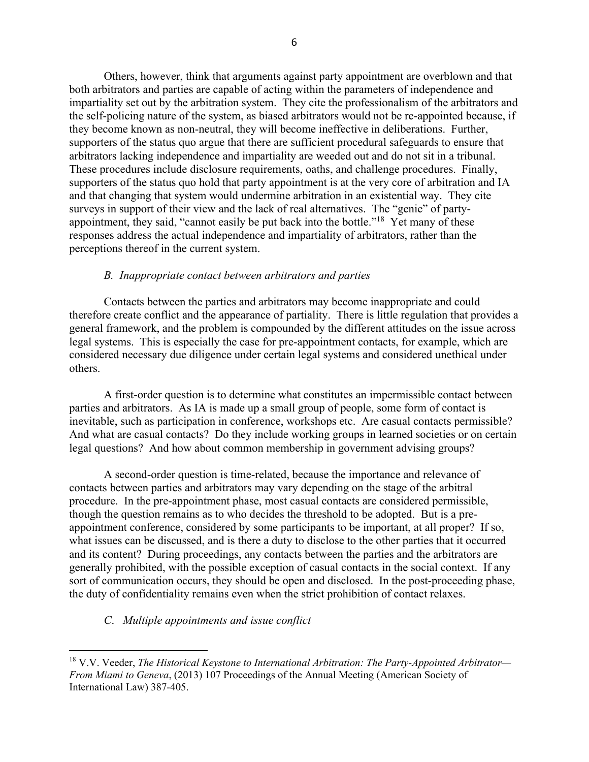Others, however, think that arguments against party appointment are overblown and that both arbitrators and parties are capable of acting within the parameters of independence and impartiality set out by the arbitration system. They cite the professionalism of the arbitrators and the self-policing nature of the system, as biased arbitrators would not be re-appointed because, if they become known as non-neutral, they will become ineffective in deliberations. Further, supporters of the status quo argue that there are sufficient procedural safeguards to ensure that arbitrators lacking independence and impartiality are weeded out and do not sit in a tribunal. These procedures include disclosure requirements, oaths, and challenge procedures. Finally, supporters of the status quo hold that party appointment is at the very core of arbitration and IA and that changing that system would undermine arbitration in an existential way. They cite surveys in support of their view and the lack of real alternatives. The "genie" of party-appointment, they said, "cannot easily be put back into the bottle."[18] Yet many of these responses address the actual independence and impartiality of arbitrators, rather than the perceptions thereof in the current system.

### *B. Inappropriate contact between arbitrators and parties*

Contacts between the parties and arbitrators may become inappropriate and could therefore create conflict and the appearance of partiality. There is little regulation that provides a general framework, and the problem is compounded by the different attitudes on the issue across legal systems. This is especially the case for pre-appointment contacts, for example, which are considered necessary due diligence under certain legal systems and considered unethical under others.

A first-order question is to determine what constitutes an impermissible contact between parties and arbitrators. As IA is made up a small group of people, some form of contact is inevitable, such as participation in conference, workshops etc. Are casual contacts permissible? And what are casual contacts? Do they include working groups in learned societies or on certain legal questions? And how about common membership in government advising groups?

A second-order question is time-related, because the importance and relevance of contacts between parties and arbitrators may vary depending on the stage of the arbitral procedure. In the pre-appointment phase, most casual contacts are considered permissible, though the question remains as to who decides the threshold to be adopted. But is a pre-appointment conference, considered by some participants to be important, at all proper? If so, what issues can be discussed, and is there a duty to disclose to the other parties that it occurred and its content? During proceedings, any contacts between the parties and the arbitrators are generally prohibited, with the possible exception of casual contacts in the social context. If any sort of communication occurs, they should be open and disclosed. In the post-proceeding phase, the duty of confidentiality remains even when the strict prohibition of contact relaxes.

### *C. Multiple appointments and issue conflict*

---

[18] V.V. Veeder, *The Historical Keystone to International Arbitration: The Party-Appointed Arbitrator—From Miami to Geneva*, (2013) 107 Proceedings of the Annual Meeting (American Society of International Law) 387-405.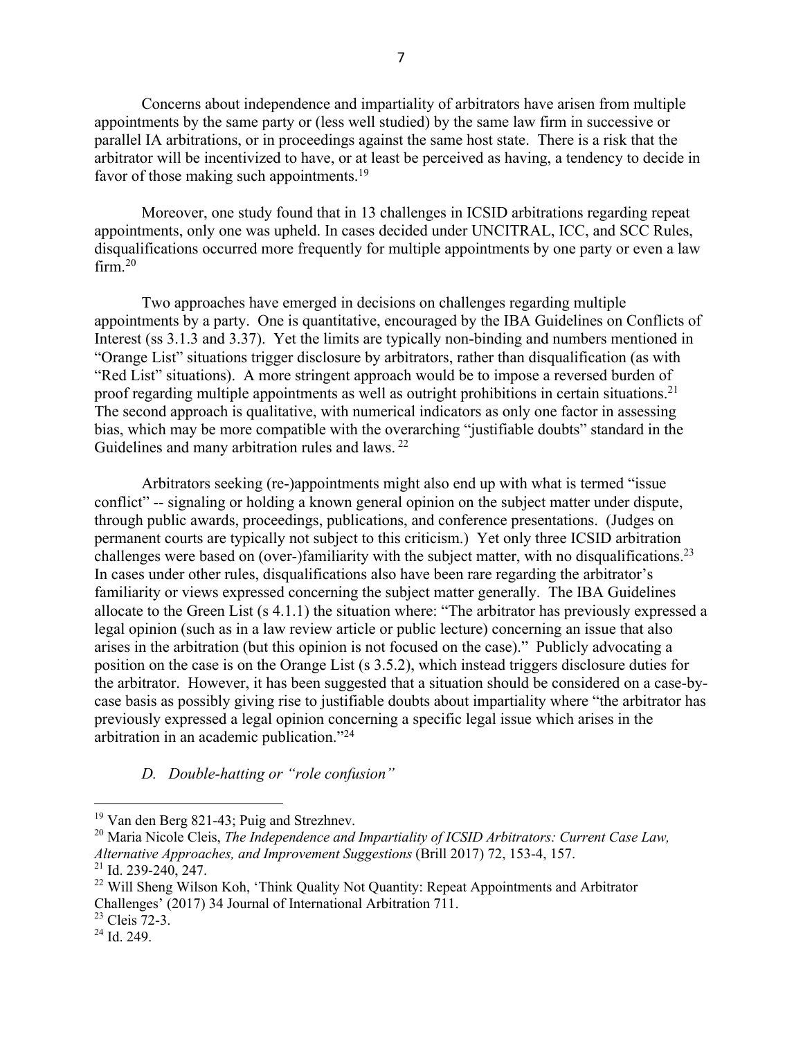Concerns about independence and impartiality of arbitrators have arisen from multiple appointments by the same party or (less well studied) by the same law firm in successive or parallel IA arbitrations, or in proceedings against the same host state. There is a risk that the arbitrator will be incentivized to have, or at least be perceived as having, a tendency to decide in favor of those making such appointments.[19]

Moreover, one study found that in 13 challenges in ICSID arbitrations regarding repeat appointments, only one was upheld. In cases decided under UNCITRAL, ICC, and SCC Rules, disqualifications occurred more frequently for multiple appointments by one party or even a law firm.[20]

Two approaches have emerged in decisions on challenges regarding multiple appointments by a party. One is quantitative, encouraged by the IBA Guidelines on Conflicts of Interest (ss 3.1.3 and 3.37). Yet the limits are typically non-binding and numbers mentioned in "Orange List" situations trigger disclosure by arbitrators, rather than disqualification (as with "Red List" situations). A more stringent approach would be to impose a reversed burden of proof regarding multiple appointments as well as outright prohibitions in certain situations.[21] The second approach is qualitative, with numerical indicators as only one factor in assessing bias, which may be more compatible with the overarching "justifiable doubts" standard in the Guidelines and many arbitration rules and laws.[22]

Arbitrators seeking (re-)appointments might also end up with what is termed "issue conflict" -- signaling or holding a known general opinion on the subject matter under dispute, through public awards, proceedings, publications, and conference presentations. (Judges on permanent courts are typically not subject to this criticism.) Yet only three ICSID arbitration challenges were based on (over-)familiarity with the subject matter, with no disqualifications.[23] In cases under other rules, disqualifications also have been rare regarding the arbitrator's familiarity or views expressed concerning the subject matter generally. The IBA Guidelines allocate to the Green List (s 4.1.1) the situation where: "The arbitrator has previously expressed a legal opinion (such as in a law review article or public lecture) concerning an issue that also arises in the arbitration (but this opinion is not focused on the case)." Publicly advocating a position on the case is on the Orange List (s 3.5.2), which instead triggers disclosure duties for the arbitrator. However, it has been suggested that a situation should be considered on a case-by-case basis as possibly giving rise to justifiable doubts about impartiality where "the arbitrator has previously expressed a legal opinion concerning a specific legal issue which arises in the arbitration in an academic publication."[24]

### *D. Double-hatting or "role confusion"*

---

[19] Van den Berg 821-43; Puig and Strezhnev.

[20] Maria Nicole Cleis, *The Independence and Impartiality of ICSID Arbitrators: Current Case Law, Alternative Approaches, and Improvement Suggestions* (Brill 2017) 72, 153-4, 157.

[21] Id. 239-240, 247.

[22] Will Sheng Wilson Koh, 'Think Quality Not Quantity: Repeat Appointments and Arbitrator Challenges' (2017) 34 Journal of International Arbitration 711.

[23] Cleis 72-3.

[24] Id. 249.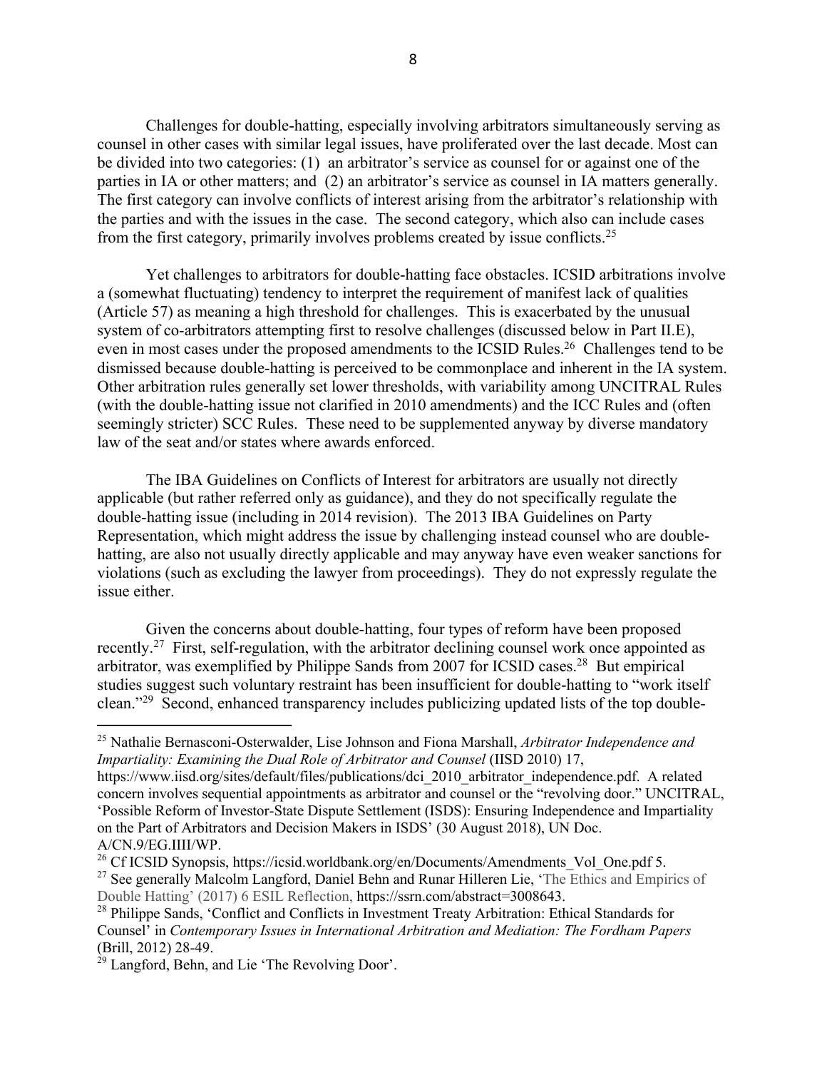Challenges for double-hatting, especially involving arbitrators simultaneously serving as counsel in other cases with similar legal issues, have proliferated over the last decade. Most can be divided into two categories: (1) an arbitrator's service as counsel for or against one of the parties in IA or other matters; and (2) an arbitrator's service as counsel in IA matters generally. The first category can involve conflicts of interest arising from the arbitrator's relationship with the parties and with the issues in the case. The second category, which also can include cases from the first category, primarily involves problems created by issue conflicts.[25]

Yet challenges to arbitrators for double-hatting face obstacles. ICSID arbitrations involve a (somewhat fluctuating) tendency to interpret the requirement of manifest lack of qualities (Article 57) as meaning a high threshold for challenges. This is exacerbated by the unusual system of co-arbitrators attempting first to resolve challenges (discussed below in Part II.E), even in most cases under the proposed amendments to the ICSID Rules.[26] Challenges tend to be dismissed because double-hatting is perceived to be commonplace and inherent in the IA system. Other arbitration rules generally set lower thresholds, with variability among UNCITRAL Rules (with the double-hatting issue not clarified in 2010 amendments) and the ICC Rules and (often seemingly stricter) SCC Rules. These need to be supplemented anyway by diverse mandatory law of the seat and/or states where awards enforced.

The IBA Guidelines on Conflicts of Interest for arbitrators are usually not directly applicable (but rather referred only as guidance), and they do not specifically regulate the double-hatting issue (including in 2014 revision). The 2013 IBA Guidelines on Party Representation, which might address the issue by challenging instead counsel who are double-hatting, are also not usually directly applicable and may anyway have even weaker sanctions for violations (such as excluding the lawyer from proceedings). They do not expressly regulate the issue either.

Given the concerns about double-hatting, four types of reform have been proposed recently.[27] First, self-regulation, with the arbitrator declining counsel work once appointed as arbitrator, was exemplified by Philippe Sands from 2007 for ICSID cases.[28] But empirical studies suggest such voluntary restraint has been insufficient for double-hatting to "work itself clean."[29] Second, enhanced transparency includes publicizing updated lists of the top double-

---

[25] Nathalie Bernasconi-Osterwalder, Lise Johnson and Fiona Marshall, *Arbitrator Independence and Impartiality: Examining the Dual Role of Arbitrator and Counsel* (IISD 2010) 17, https://www.iisd.org/sites/default/files/publications/dci_2010_arbitrator_independence.pdf. A related concern involves sequential appointments as arbitrator and counsel or the "revolving door." UNCITRAL, 'Possible Reform of Investor-State Dispute Settlement (ISDS): Ensuring Independence and Impartiality on the Part of Arbitrators and Decision Makers in ISDS' (30 August 2018), UN Doc. A/CN.9/EG.IIII/WP.

[26] Cf ICSID Synopsis, https://icsid.worldbank.org/en/Documents/Amendments_Vol_One.pdf 5.

[27] See generally Malcolm Langford, Daniel Behn and Runar Hilleren Lie, 'The Ethics and Empirics of Double Hatting' (2017) 6 ESIL Reflection, https://ssrn.com/abstract=3008643.

[28] Philippe Sands, 'Conflict and Conflicts in Investment Treaty Arbitration: Ethical Standards for Counsel' in *Contemporary Issues in International Arbitration and Mediation: The Fordham Papers* (Brill, 2012) 28-49.

[29] Langford, Behn, and Lie 'The Revolving Door'.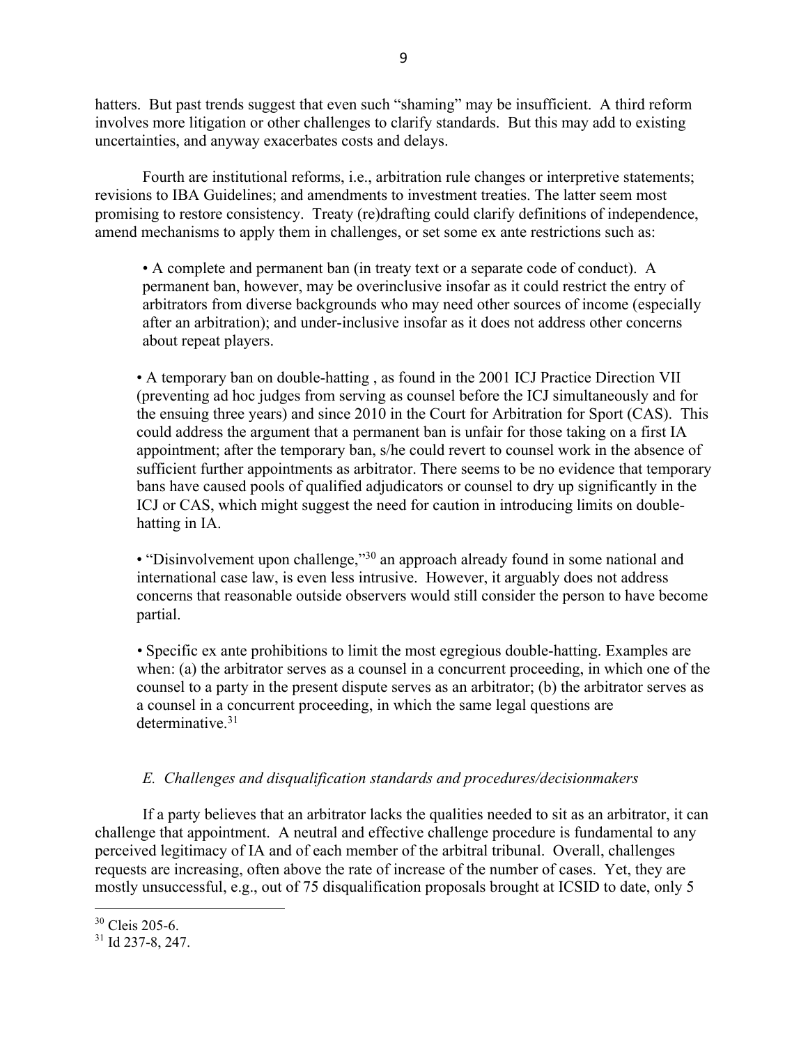hatters. But past trends suggest that even such "shaming" may be insufficient. A third reform involves more litigation or other challenges to clarify standards. But this may add to existing uncertainties, and anyway exacerbates costs and delays.

Fourth are institutional reforms, i.e., arbitration rule changes or interpretive statements; revisions to IBA Guidelines; and amendments to investment treaties. The latter seem most promising to restore consistency. Treaty (re)drafting could clarify definitions of independence, amend mechanisms to apply them in challenges, or set some ex ante restrictions such as:

- A complete and permanent ban (in treaty text or a separate code of conduct). A permanent ban, however, may be overinclusive insofar as it could restrict the entry of arbitrators from diverse backgrounds who may need other sources of income (especially after an arbitration); and under-inclusive insofar as it does not address other concerns about repeat players.

- A temporary ban on double-hatting , as found in the 2001 ICJ Practice Direction VII (preventing ad hoc judges from serving as counsel before the ICJ simultaneously and for the ensuing three years) and since 2010 in the Court for Arbitration for Sport (CAS). This could address the argument that a permanent ban is unfair for those taking on a first IA appointment; after the temporary ban, s/he could revert to counsel work in the absence of sufficient further appointments as arbitrator. There seems to be no evidence that temporary bans have caused pools of qualified adjudicators or counsel to dry up significantly in the ICJ or CAS, which might suggest the need for caution in introducing limits on double-hatting in IA.

- "Disinvolvement upon challenge,"[30] an approach already found in some national and international case law, is even less intrusive. However, it arguably does not address concerns that reasonable outside observers would still consider the person to have become partial.

- Specific ex ante prohibitions to limit the most egregious double-hatting. Examples are when: (a) the arbitrator serves as a counsel in a concurrent proceeding, in which one of the counsel to a party in the present dispute serves as an arbitrator; (b) the arbitrator serves as a counsel in a concurrent proceeding, in which the same legal questions are determinative.[31]

*E. Challenges and disqualification standards and procedures/decisionmakers*

If a party believes that an arbitrator lacks the qualities needed to sit as an arbitrator, it can challenge that appointment. A neutral and effective challenge procedure is fundamental to any perceived legitimacy of IA and of each member of the arbitral tribunal. Overall, challenges requests are increasing, often above the rate of increase of the number of cases. Yet, they are mostly unsuccessful, e.g., out of 75 disqualification proposals brought at ICSID to date, only 5

---

[30] Cleis 205-6.

[31] Id 237-8, 247.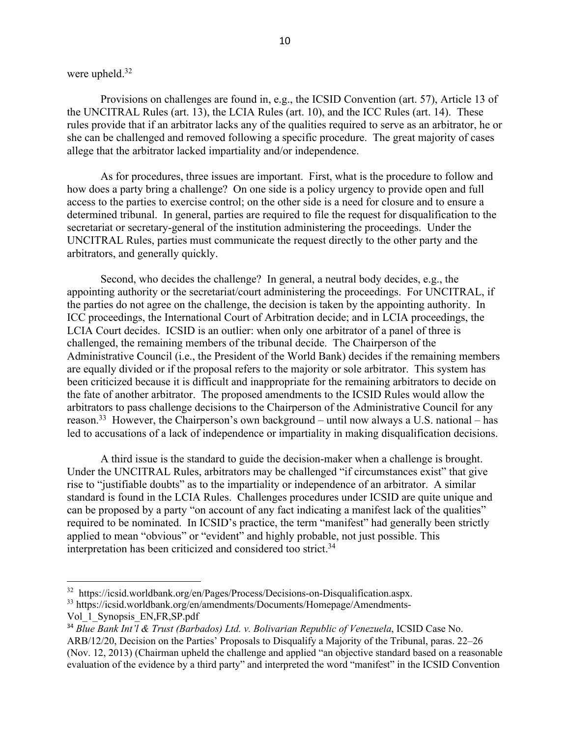were upheld.[32]

Provisions on challenges are found in, e.g., the ICSID Convention (art. 57), Article 13 of the UNCITRAL Rules (art. 13), the LCIA Rules (art. 10), and the ICC Rules (art. 14). These rules provide that if an arbitrator lacks any of the qualities required to serve as an arbitrator, he or she can be challenged and removed following a specific procedure. The great majority of cases allege that the arbitrator lacked impartiality and/or independence.

As for procedures, three issues are important. First, what is the procedure to follow and how does a party bring a challenge? On one side is a policy urgency to provide open and full access to the parties to exercise control; on the other side is a need for closure and to ensure a determined tribunal. In general, parties are required to file the request for disqualification to the secretariat or secretary-general of the institution administering the proceedings. Under the UNCITRAL Rules, parties must communicate the request directly to the other party and the arbitrators, and generally quickly.

Second, who decides the challenge? In general, a neutral body decides, e.g., the appointing authority or the secretariat/court administering the proceedings. For UNCITRAL, if the parties do not agree on the challenge, the decision is taken by the appointing authority. In ICC proceedings, the International Court of Arbitration decide; and in LCIA proceedings, the LCIA Court decides. ICSID is an outlier: when only one arbitrator of a panel of three is challenged, the remaining members of the tribunal decide. The Chairperson of the Administrative Council (i.e., the President of the World Bank) decides if the remaining members are equally divided or if the proposal refers to the majority or sole arbitrator. This system has been criticized because it is difficult and inappropriate for the remaining arbitrators to decide on the fate of another arbitrator. The proposed amendments to the ICSID Rules would allow the arbitrators to pass challenge decisions to the Chairperson of the Administrative Council for any reason.[33] However, the Chairperson's own background – until now always a U.S. national – has led to accusations of a lack of independence or impartiality in making disqualification decisions.

A third issue is the standard to guide the decision-maker when a challenge is brought. Under the UNCITRAL Rules, arbitrators may be challenged "if circumstances exist" that give rise to "justifiable doubts" as to the impartiality or independence of an arbitrator. A similar standard is found in the LCIA Rules. Challenges procedures under ICSID are quite unique and can be proposed by a party "on account of any fact indicating a manifest lack of the qualities" required to be nominated. In ICSID's practice, the term "manifest" had generally been strictly applied to mean "obvious" or "evident" and highly probable, not just possible. This interpretation has been criticized and considered too strict.[34]

---

[32] https://icsid.worldbank.org/en/Pages/Process/Decisions-on-Disqualification.aspx.

[33] https://icsid.worldbank.org/en/amendments/Documents/Homepage/Amendments-Vol_1_Synopsis_EN,FR,SP.pdf

[34] *Blue Bank Int'l & Trust (Barbados) Ltd. v. Bolivarian Republic of Venezuela*, ICSID Case No. ARB/12/20, Decision on the Parties' Proposals to Disqualify a Majority of the Tribunal, paras. 22–26 (Nov. 12, 2013) (Chairman upheld the challenge and applied "an objective standard based on a reasonable evaluation of the evidence by a third party" and interpreted the word "manifest" in the ICSID Convention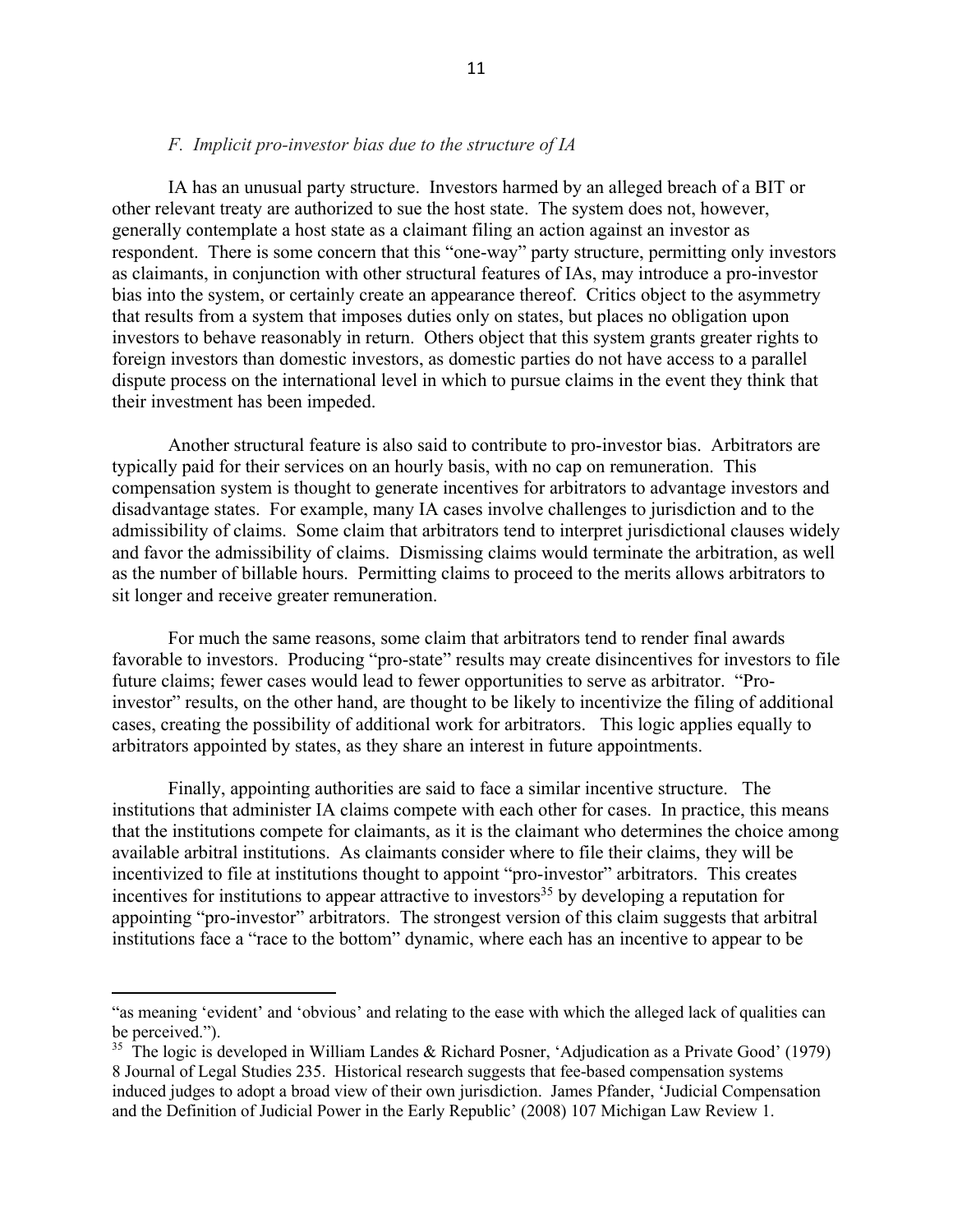### *F. Implicit pro-investor bias due to the structure of IA*

IA has an unusual party structure. Investors harmed by an alleged breach of a BIT or other relevant treaty are authorized to sue the host state. The system does not, however, generally contemplate a host state as a claimant filing an action against an investor as respondent. There is some concern that this "one-way" party structure, permitting only investors as claimants, in conjunction with other structural features of IAs, may introduce a pro-investor bias into the system, or certainly create an appearance thereof. Critics object to the asymmetry that results from a system that imposes duties only on states, but places no obligation upon investors to behave reasonably in return. Others object that this system grants greater rights to foreign investors than domestic investors, as domestic parties do not have access to a parallel dispute process on the international level in which to pursue claims in the event they think that their investment has been impeded.

Another structural feature is also said to contribute to pro-investor bias. Arbitrators are typically paid for their services on an hourly basis, with no cap on remuneration. This compensation system is thought to generate incentives for arbitrators to advantage investors and disadvantage states. For example, many IA cases involve challenges to jurisdiction and to the admissibility of claims. Some claim that arbitrators tend to interpret jurisdictional clauses widely and favor the admissibility of claims. Dismissing claims would terminate the arbitration, as well as the number of billable hours. Permitting claims to proceed to the merits allows arbitrators to sit longer and receive greater remuneration.

For much the same reasons, some claim that arbitrators tend to render final awards favorable to investors. Producing "pro-state" results may create disincentives for investors to file future claims; fewer cases would lead to fewer opportunities to serve as arbitrator. "Pro-investor" results, on the other hand, are thought to be likely to incentivize the filing of additional cases, creating the possibility of additional work for arbitrators. This logic applies equally to arbitrators appointed by states, as they share an interest in future appointments.

Finally, appointing authorities are said to face a similar incentive structure. The institutions that administer IA claims compete with each other for cases. In practice, this means that the institutions compete for claimants, as it is the claimant who determines the choice among available arbitral institutions. As claimants consider where to file their claims, they will be incentivized to file at institutions thought to appoint "pro-investor" arbitrators. This creates incentives for institutions to appear attractive to investors[35] by developing a reputation for appointing "pro-investor" arbitrators. The strongest version of this claim suggests that arbitral institutions face a "race to the bottom" dynamic, where each has an incentive to appear to be

---

"as meaning 'evident' and 'obvious' and relating to the ease with which the alleged lack of qualities can be perceived.").

[35] The logic is developed in William Landes & Richard Posner, 'Adjudication as a Private Good' (1979) 8 Journal of Legal Studies 235. Historical research suggests that fee-based compensation systems induced judges to adopt a broad view of their own jurisdiction. James Pfander, 'Judicial Compensation and the Definition of Judicial Power in the Early Republic' (2008) 107 Michigan Law Review 1.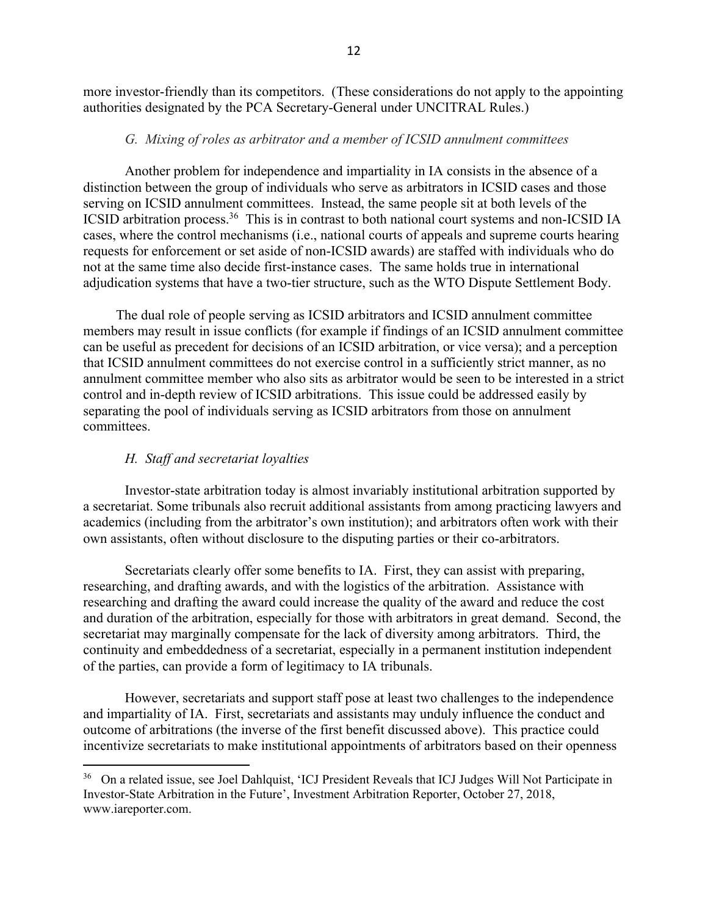more investor-friendly than its competitors. (These considerations do not apply to the appointing authorities designated by the PCA Secretary-General under UNCITRAL Rules.)

### *G. Mixing of roles as arbitrator and a member of ICSID annulment committees*

Another problem for independence and impartiality in IA consists in the absence of a distinction between the group of individuals who serve as arbitrators in ICSID cases and those serving on ICSID annulment committees. Instead, the same people sit at both levels of the ICSID arbitration process.[36] This is in contrast to both national court systems and non-ICSID IA cases, where the control mechanisms (i.e., national courts of appeals and supreme courts hearing requests for enforcement or set aside of non-ICSID awards) are staffed with individuals who do not at the same time also decide first-instance cases. The same holds true in international adjudication systems that have a two-tier structure, such as the WTO Dispute Settlement Body.

The dual role of people serving as ICSID arbitrators and ICSID annulment committee members may result in issue conflicts (for example if findings of an ICSID annulment committee can be useful as precedent for decisions of an ICSID arbitration, or vice versa); and a perception that ICSID annulment committees do not exercise control in a sufficiently strict manner, as no annulment committee member who also sits as arbitrator would be seen to be interested in a strict control and in-depth review of ICSID arbitrations. This issue could be addressed easily by separating the pool of individuals serving as ICSID arbitrators from those on annulment committees.

### *H. Staff and secretariat loyalties*

Investor-state arbitration today is almost invariably institutional arbitration supported by a secretariat. Some tribunals also recruit additional assistants from among practicing lawyers and academics (including from the arbitrator's own institution); and arbitrators often work with their own assistants, often without disclosure to the disputing parties or their co-arbitrators.

Secretariats clearly offer some benefits to IA. First, they can assist with preparing, researching, and drafting awards, and with the logistics of the arbitration. Assistance with researching and drafting the award could increase the quality of the award and reduce the cost and duration of the arbitration, especially for those with arbitrators in great demand. Second, the secretariat may marginally compensate for the lack of diversity among arbitrators. Third, the continuity and embeddedness of a secretariat, especially in a permanent institution independent of the parties, can provide a form of legitimacy to IA tribunals.

However, secretariats and support staff pose at least two challenges to the independence and impartiality of IA. First, secretariats and assistants may unduly influence the conduct and outcome of arbitrations (the inverse of the first benefit discussed above). This practice could incentivize secretariats to make institutional appointments of arbitrators based on their openness

---

[36] On a related issue, see Joel Dahlquist, 'ICJ President Reveals that ICJ Judges Will Not Participate in Investor-State Arbitration in the Future', Investment Arbitration Reporter, October 27, 2018, www.iareporter.com.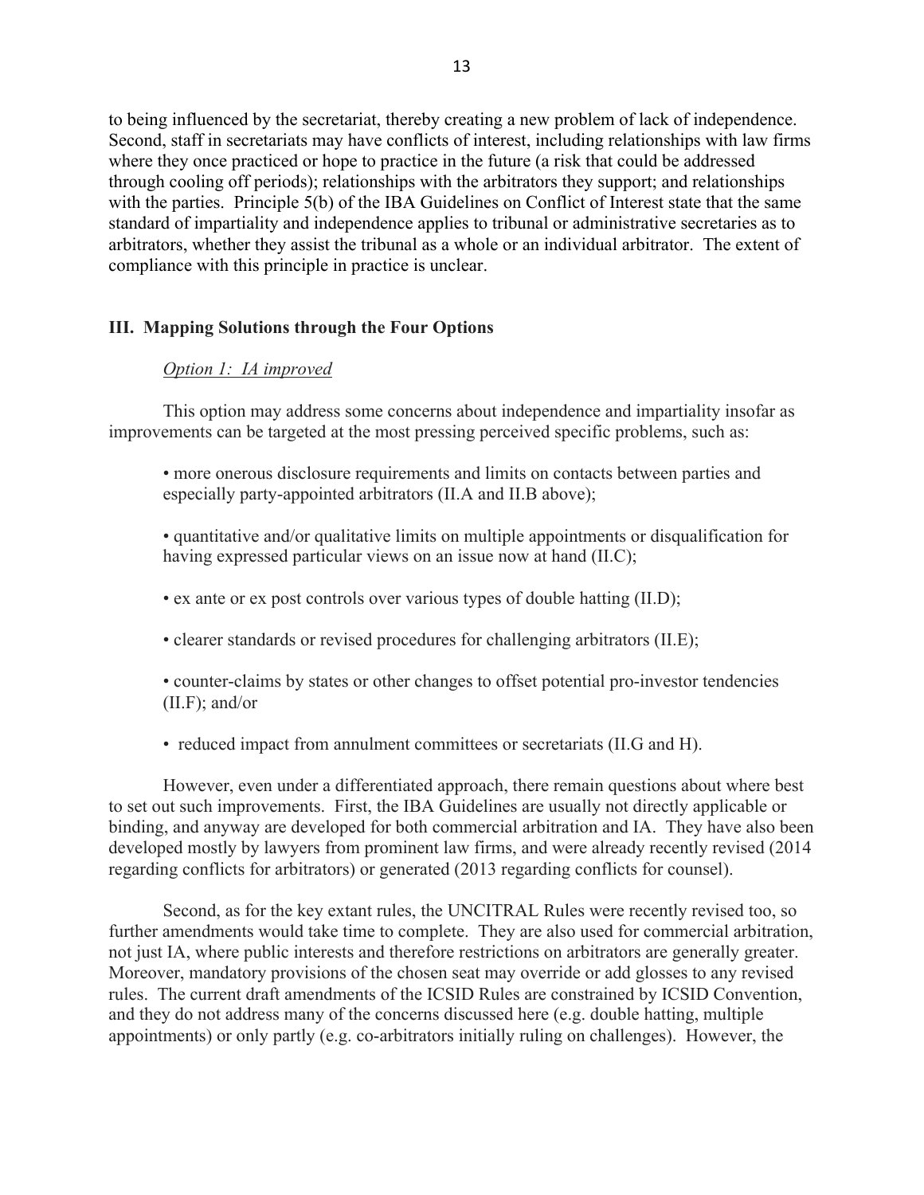to being influenced by the secretariat, thereby creating a new problem of lack of independence. Second, staff in secretariats may have conflicts of interest, including relationships with law firms where they once practiced or hope to practice in the future (a risk that could be addressed through cooling off periods); relationships with the arbitrators they support; and relationships with the parties. Principle 5(b) of the IBA Guidelines on Conflict of Interest state that the same standard of impartiality and independence applies to tribunal or administrative secretaries as to arbitrators, whether they assist the tribunal as a whole or an individual arbitrator. The extent of compliance with this principle in practice is unclear.

## III. Mapping Solutions through the Four Options

*Option 1: IA improved*

This option may address some concerns about independence and impartiality insofar as improvements can be targeted at the most pressing perceived specific problems, such as:

- more onerous disclosure requirements and limits on contacts between parties and especially party-appointed arbitrators (II.A and II.B above);
- quantitative and/or qualitative limits on multiple appointments or disqualification for having expressed particular views on an issue now at hand (II.C);
- ex ante or ex post controls over various types of double hatting (II.D);
- clearer standards or revised procedures for challenging arbitrators (II.E);
- counter-claims by states or other changes to offset potential pro-investor tendencies (II.F); and/or
- reduced impact from annulment committees or secretariats (II.G and H).

However, even under a differentiated approach, there remain questions about where best to set out such improvements. First, the IBA Guidelines are usually not directly applicable or binding, and anyway are developed for both commercial arbitration and IA. They have also been developed mostly by lawyers from prominent law firms, and were already recently revised (2014 regarding conflicts for arbitrators) or generated (2013 regarding conflicts for counsel).

Second, as for the key extant rules, the UNCITRAL Rules were recently revised too, so further amendments would take time to complete. They are also used for commercial arbitration, not just IA, where public interests and therefore restrictions on arbitrators are generally greater. Moreover, mandatory provisions of the chosen seat may override or add glosses to any revised rules. The current draft amendments of the ICSID Rules are constrained by ICSID Convention, and they do not address many of the concerns discussed here (e.g. double hatting, multiple appointments) or only partly (e.g. co-arbitrators initially ruling on challenges). However, the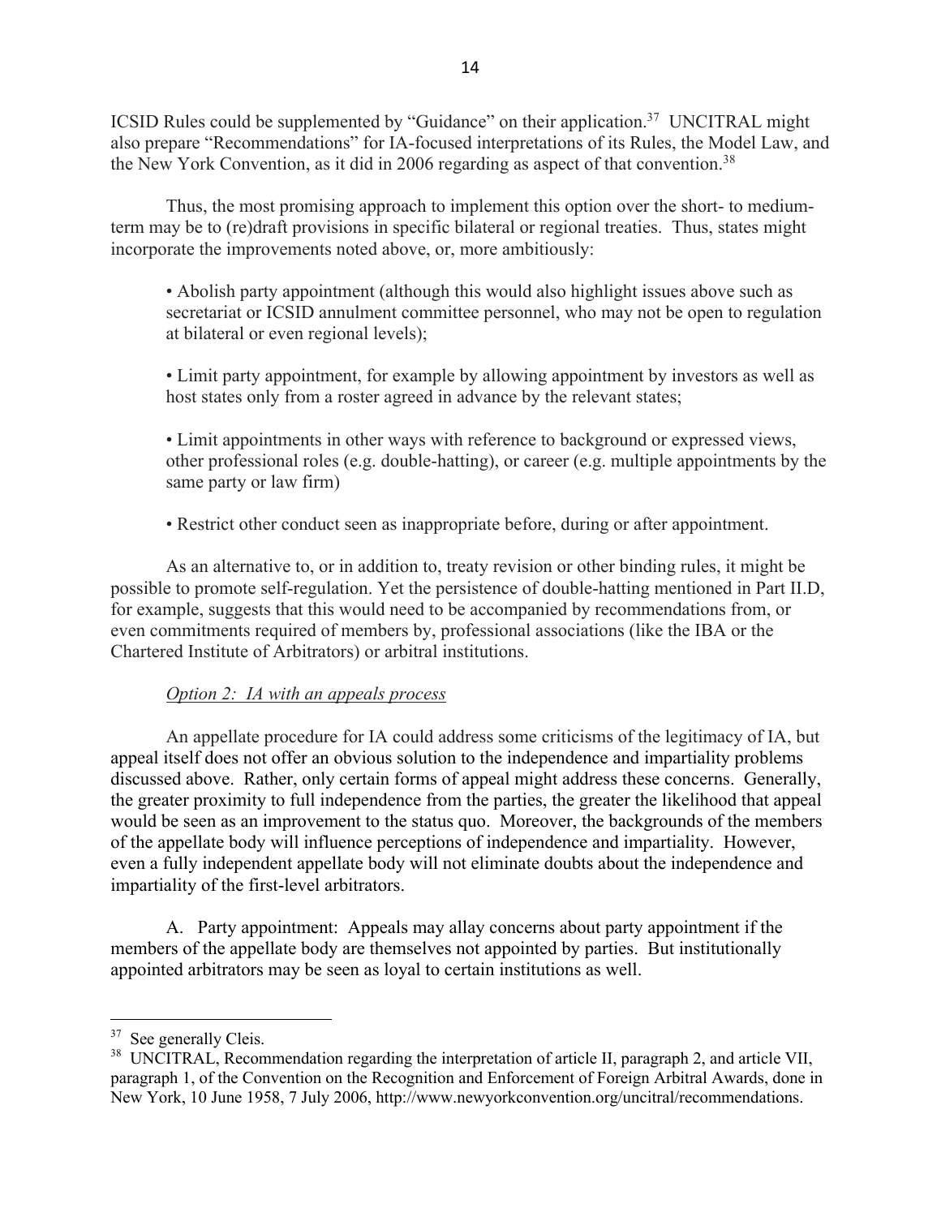ICSID Rules could be supplemented by "Guidance" on their application.[37] UNCITRAL might also prepare "Recommendations" for IA-focused interpretations of its Rules, the Model Law, and the New York Convention, as it did in 2006 regarding as aspect of that convention.[38]

Thus, the most promising approach to implement this option over the short- to medium-term may be to (re)draft provisions in specific bilateral or regional treaties. Thus, states might incorporate the improvements noted above, or, more ambitiously:

- Abolish party appointment (although this would also highlight issues above such as secretariat or ICSID annulment committee personnel, who may not be open to regulation at bilateral or even regional levels);

- Limit party appointment, for example by allowing appointment by investors as well as host states only from a roster agreed in advance by the relevant states;

- Limit appointments in other ways with reference to background or expressed views, other professional roles (e.g. double-hatting), or career (e.g. multiple appointments by the same party or law firm)

- Restrict other conduct seen as inappropriate before, during or after appointment.

As an alternative to, or in addition to, treaty revision or other binding rules, it might be possible to promote self-regulation. Yet the persistence of double-hatting mentioned in Part II.D, for example, suggests that this would need to be accompanied by recommendations from, or even commitments required of members by, professional associations (like the IBA or the Chartered Institute of Arbitrators) or arbitral institutions.

*Option 2: IA with an appeals process*

An appellate procedure for IA could address some criticisms of the legitimacy of IA, but appeal itself does not offer an obvious solution to the independence and impartiality problems discussed above. Rather, only certain forms of appeal might address these concerns. Generally, the greater proximity to full independence from the parties, the greater the likelihood that appeal would be seen as an improvement to the status quo. Moreover, the backgrounds of the members of the appellate body will influence perceptions of independence and impartiality. However, even a fully independent appellate body will not eliminate doubts about the independence and impartiality of the first-level arbitrators.

A. Party appointment: Appeals may allay concerns about party appointment if the members of the appellate body are themselves not appointed by parties. But institutionally appointed arbitrators may be seen as loyal to certain institutions as well.

---

[37] See generally Cleis.

[38] UNCITRAL, Recommendation regarding the interpretation of article II, paragraph 2, and article VII, paragraph 1, of the Convention on the Recognition and Enforcement of Foreign Arbitral Awards, done in New York, 10 June 1958, 7 July 2006, http://www.newyorkconvention.org/uncitral/recommendations.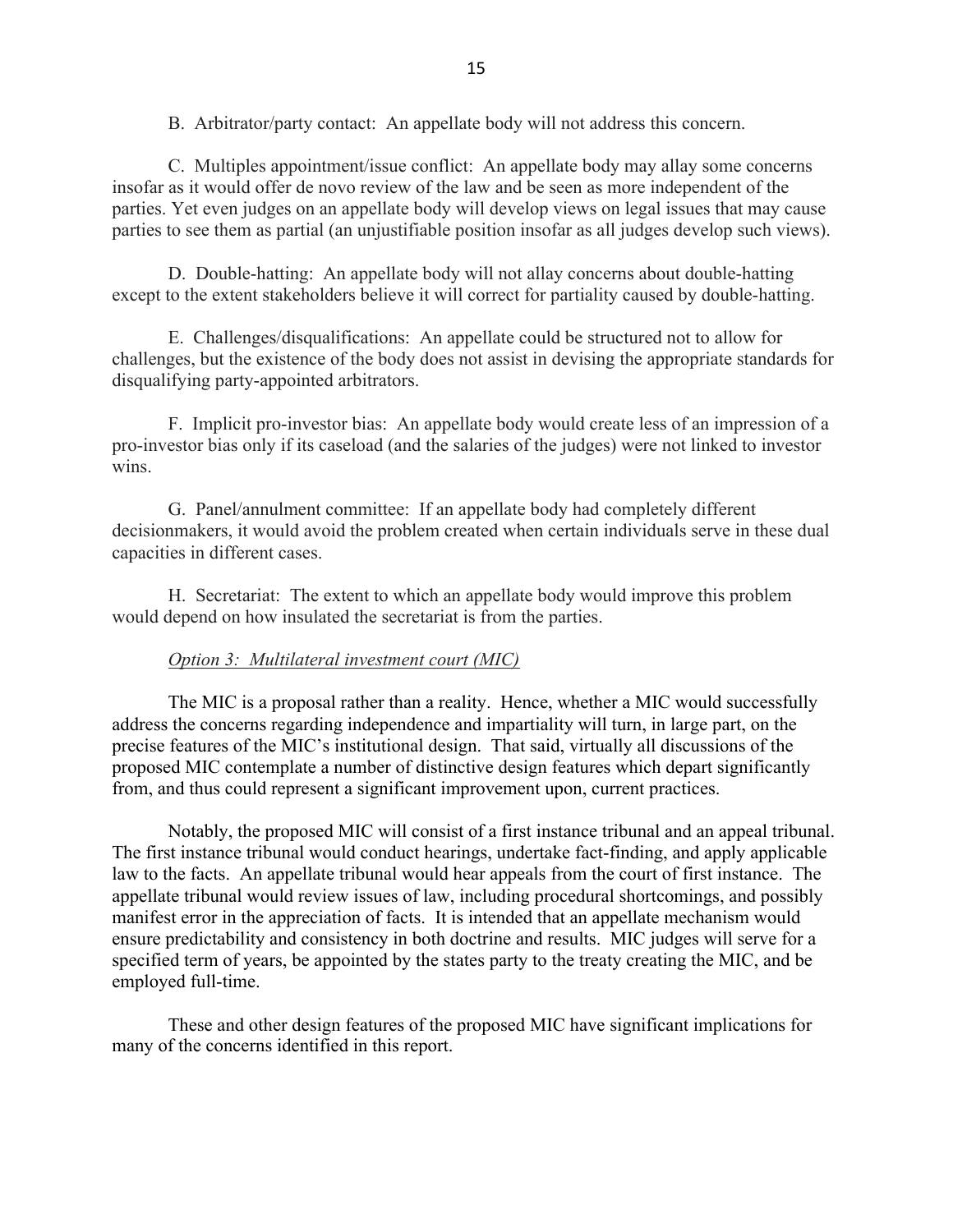B. Arbitrator/party contact: An appellate body will not address this concern.

C. Multiples appointment/issue conflict: An appellate body may allay some concerns insofar as it would offer de novo review of the law and be seen as more independent of the parties. Yet even judges on an appellate body will develop views on legal issues that may cause parties to see them as partial (an unjustifiable position insofar as all judges develop such views).

D. Double-hatting: An appellate body will not allay concerns about double-hatting except to the extent stakeholders believe it will correct for partiality caused by double-hatting.

E. Challenges/disqualifications: An appellate could be structured not to allow for challenges, but the existence of the body does not assist in devising the appropriate standards for disqualifying party-appointed arbitrators.

F. Implicit pro-investor bias: An appellate body would create less of an impression of a pro-investor bias only if its caseload (and the salaries of the judges) were not linked to investor wins.

G. Panel/annulment committee: If an appellate body had completely different decisionmakers, it would avoid the problem created when certain individuals serve in these dual capacities in different cases.

H. Secretariat: The extent to which an appellate body would improve this problem would depend on how insulated the secretariat is from the parties.

*Option 3: Multilateral investment court (MIC)*

The MIC is a proposal rather than a reality. Hence, whether a MIC would successfully address the concerns regarding independence and impartiality will turn, in large part, on the precise features of the MIC's institutional design. That said, virtually all discussions of the proposed MIC contemplate a number of distinctive design features which depart significantly from, and thus could represent a significant improvement upon, current practices.

Notably, the proposed MIC will consist of a first instance tribunal and an appeal tribunal. The first instance tribunal would conduct hearings, undertake fact-finding, and apply applicable law to the facts. An appellate tribunal would hear appeals from the court of first instance. The appellate tribunal would review issues of law, including procedural shortcomings, and possibly manifest error in the appreciation of facts. It is intended that an appellate mechanism would ensure predictability and consistency in both doctrine and results. MIC judges will serve for a specified term of years, be appointed by the states party to the treaty creating the MIC, and be employed full-time.

These and other design features of the proposed MIC have significant implications for many of the concerns identified in this report.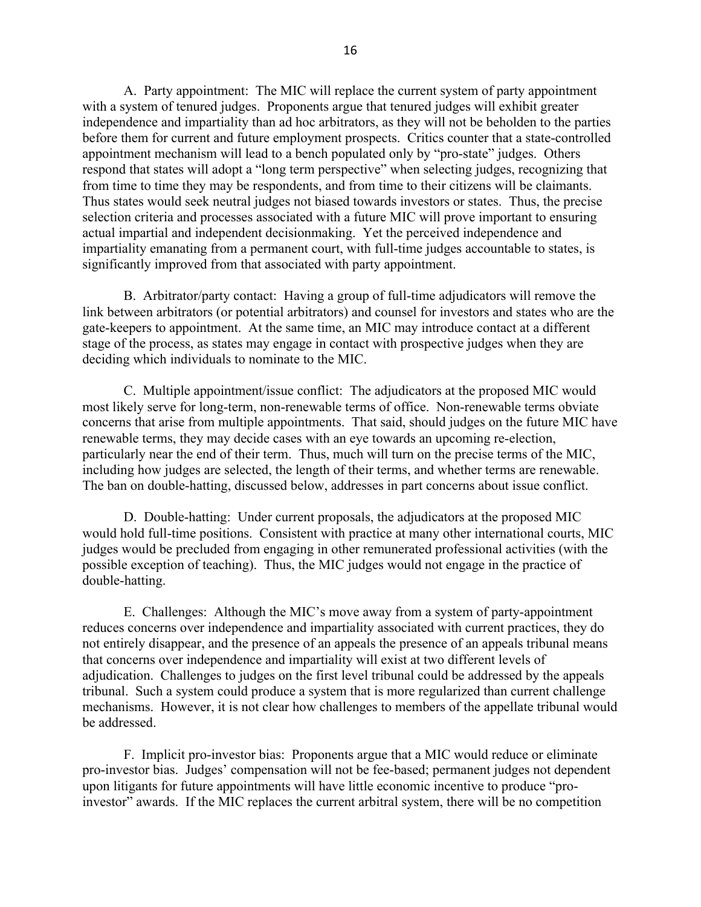A. Party appointment: The MIC will replace the current system of party appointment with a system of tenured judges. Proponents argue that tenured judges will exhibit greater independence and impartiality than ad hoc arbitrators, as they will not be beholden to the parties before them for current and future employment prospects. Critics counter that a state-controlled appointment mechanism will lead to a bench populated only by "pro-state" judges. Others respond that states will adopt a "long term perspective" when selecting judges, recognizing that from time to time they may be respondents, and from time to their citizens will be claimants. Thus states would seek neutral judges not biased towards investors or states. Thus, the precise selection criteria and processes associated with a future MIC will prove important to ensuring actual impartial and independent decisionmaking. Yet the perceived independence and impartiality emanating from a permanent court, with full-time judges accountable to states, is significantly improved from that associated with party appointment.

B. Arbitrator/party contact: Having a group of full-time adjudicators will remove the link between arbitrators (or potential arbitrators) and counsel for investors and states who are the gate-keepers to appointment. At the same time, an MIC may introduce contact at a different stage of the process, as states may engage in contact with prospective judges when they are deciding which individuals to nominate to the MIC.

C. Multiple appointment/issue conflict: The adjudicators at the proposed MIC would most likely serve for long-term, non-renewable terms of office. Non-renewable terms obviate concerns that arise from multiple appointments. That said, should judges on the future MIC have renewable terms, they may decide cases with an eye towards an upcoming re-election, particularly near the end of their term. Thus, much will turn on the precise terms of the MIC, including how judges are selected, the length of their terms, and whether terms are renewable. The ban on double-hatting, discussed below, addresses in part concerns about issue conflict.

D. Double-hatting: Under current proposals, the adjudicators at the proposed MIC would hold full-time positions. Consistent with practice at many other international courts, MIC judges would be precluded from engaging in other remunerated professional activities (with the possible exception of teaching). Thus, the MIC judges would not engage in the practice of double-hatting.

E. Challenges: Although the MIC's move away from a system of party-appointment reduces concerns over independence and impartiality associated with current practices, they do not entirely disappear, and the presence of an appeals the presence of an appeals tribunal means that concerns over independence and impartiality will exist at two different levels of adjudication. Challenges to judges on the first level tribunal could be addressed by the appeals tribunal. Such a system could produce a system that is more regularized than current challenge mechanisms. However, it is not clear how challenges to members of the appellate tribunal would be addressed.

F. Implicit pro-investor bias: Proponents argue that a MIC would reduce or eliminate pro-investor bias. Judges' compensation will not be fee-based; permanent judges not dependent upon litigants for future appointments will have little economic incentive to produce "pro-investor" awards. If the MIC replaces the current arbitral system, there will be no competition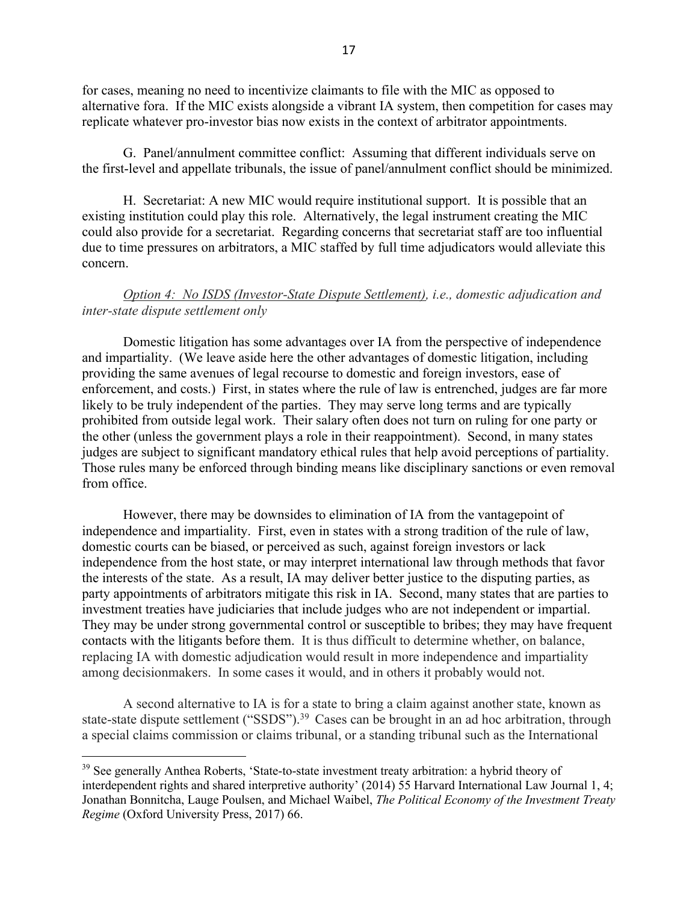for cases, meaning no need to incentivize claimants to file with the MIC as opposed to alternative fora. If the MIC exists alongside a vibrant IA system, then competition for cases may replicate whatever pro-investor bias now exists in the context of arbitrator appointments.

G. Panel/annulment committee conflict: Assuming that different individuals serve on the first-level and appellate tribunals, the issue of panel/annulment conflict should be minimized.

H. Secretariat: A new MIC would require institutional support. It is possible that an existing institution could play this role. Alternatively, the legal instrument creating the MIC could also provide for a secretariat. Regarding concerns that secretariat staff are too influential due to time pressures on arbitrators, a MIC staffed by full time adjudicators would alleviate this concern.

*<u>Option 4: No ISDS (Investor-State Dispute Settlement)</u>, i.e., domestic adjudication and inter-state dispute settlement only*

Domestic litigation has some advantages over IA from the perspective of independence and impartiality. (We leave aside here the other advantages of domestic litigation, including providing the same avenues of legal recourse to domestic and foreign investors, ease of enforcement, and costs.) First, in states where the rule of law is entrenched, judges are far more likely to be truly independent of the parties. They may serve long terms and are typically prohibited from outside legal work. Their salary often does not turn on ruling for one party or the other (unless the government plays a role in their reappointment). Second, in many states judges are subject to significant mandatory ethical rules that help avoid perceptions of partiality. Those rules many be enforced through binding means like disciplinary sanctions or even removal from office.

However, there may be downsides to elimination of IA from the vantagepoint of independence and impartiality. First, even in states with a strong tradition of the rule of law, domestic courts can be biased, or perceived as such, against foreign investors or lack independence from the host state, or may interpret international law through methods that favor the interests of the state. As a result, IA may deliver better justice to the disputing parties, as party appointments of arbitrators mitigate this risk in IA. Second, many states that are parties to investment treaties have judiciaries that include judges who are not independent or impartial. They may be under strong governmental control or susceptible to bribes; they may have frequent contacts with the litigants before them. It is thus difficult to determine whether, on balance, replacing IA with domestic adjudication would result in more independence and impartiality among decisionmakers. In some cases it would, and in others it probably would not.

A second alternative to IA is for a state to bring a claim against another state, known as state-state dispute settlement ("SSDS").[39] Cases can be brought in an ad hoc arbitration, through a special claims commission or claims tribunal, or a standing tribunal such as the International

---

[39] See generally Anthea Roberts, 'State-to-state investment treaty arbitration: a hybrid theory of interdependent rights and shared interpretive authority' (2014) 55 Harvard International Law Journal 1, 4; Jonathan Bonnitcha, Lauge Poulsen, and Michael Waibel, *The Political Economy of the Investment Treaty Regime* (Oxford University Press, 2017) 66.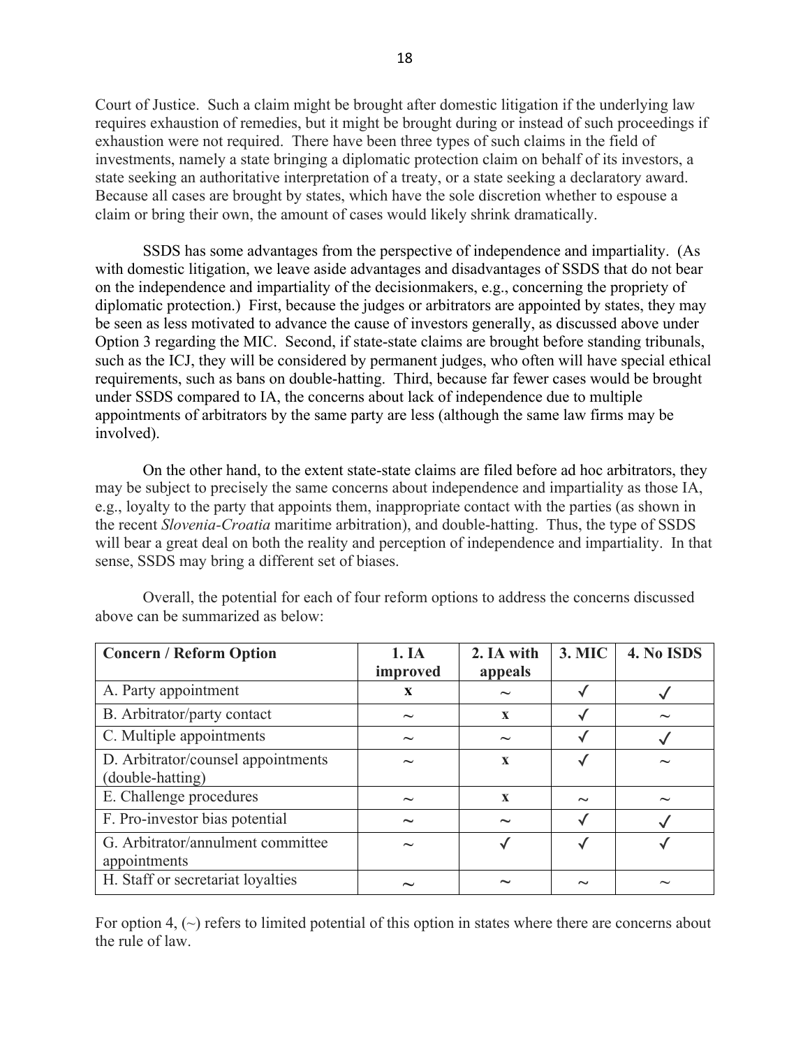Court of Justice. Such a claim might be brought after domestic litigation if the underlying law requires exhaustion of remedies, but it might be brought during or instead of such proceedings if exhaustion were not required. There have been three types of such claims in the field of investments, namely a state bringing a diplomatic protection claim on behalf of its investors, a state seeking an authoritative interpretation of a treaty, or a state seeking a declaratory award. Because all cases are brought by states, which have the sole discretion whether to espouse a claim or bring their own, the amount of cases would likely shrink dramatically.

SSDS has some advantages from the perspective of independence and impartiality. (As with domestic litigation, we leave aside advantages and disadvantages of SSDS that do not bear on the independence and impartiality of the decisionmakers, e.g., concerning the propriety of diplomatic protection.) First, because the judges or arbitrators are appointed by states, they may be seen as less motivated to advance the cause of investors generally, as discussed above under Option 3 regarding the MIC. Second, if state-state claims are brought before standing tribunals, such as the ICJ, they will be considered by permanent judges, who often will have special ethical requirements, such as bans on double-hatting. Third, because far fewer cases would be brought under SSDS compared to IA, the concerns about lack of independence due to multiple appointments of arbitrators by the same party are less (although the same law firms may be involved).

On the other hand, to the extent state-state claims are filed before ad hoc arbitrators, they may be subject to precisely the same concerns about independence and impartiality as those IA, e.g., loyalty to the party that appoints them, inappropriate contact with the parties (as shown in the recent *Slovenia-Croatia* maritime arbitration), and double-hatting. Thus, the type of SSDS will bear a great deal on both the reality and perception of independence and impartiality. In that sense, SSDS may bring a different set of biases.

Overall, the potential for each of four reform options to address the concerns discussed above can be summarized as below:

| Concern / Reform Option | 1. IA improved | 2. IA with appeals | 3. MIC | 4. No ISDS |
|---|---|---|---|---|
| A. Party appointment | x | ~ | ✓ | ✓ |
| B. Arbitrator/party contact | ~ | x | ✓ | ~ |
| C. Multiple appointments | ~ | ~ | ✓ | ✓ |
| D. Arbitrator/counsel appointments (double-hatting) | ~ | x | ✓ | ~ |
| E. Challenge procedures | ~ | x | ~ | ~ |
| F. Pro-investor bias potential | ~ | ~ | ✓ | ✓ |
| G. Arbitrator/annulment committee appointments | ~ | ✓ | ✓ | ✓ |
| H. Staff or secretariat loyalties | ~ | ~ | ~ | ~ |

For option 4, (~) refers to limited potential of this option in states where there are concerns about the rule of law.